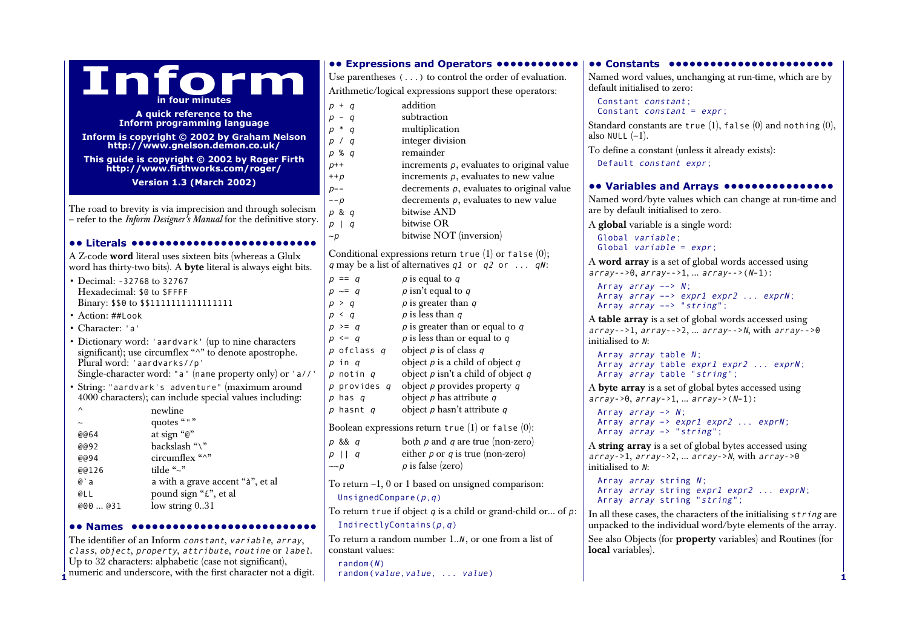# Inform

**in four minutes**

**A quick reference to the Inform programming language**

**Inform is copyright © 2002 by Graham Nelson http://www.gnelson.demon.co.uk/**

**This guide is copyright © 2002 by Roger Firth http://www.firthworks.com/roger/**

**Version 1.3 (March 2002)**

The road to brevity is via imprecision and through solecism – refer to the *Inform Designer's Manual* for the definitive story.

## Literals

A Z-code **word** literal uses sixteen bits (whereas a Glulx word has thirty-two bits). A **byte** literal is always eight bits.

- Decimal: `-32768` to `32767`
  Hexadecimal: `$0` to `$FFFF`
  Binary: `$$0` to `$$1111111111111111`
- Action: `##Look`
- Character: `'a'`
- Dictionary word: `'aardvark'` (up to nine characters significant); use circumflex "^" to denote apostrophe.
  Plural word: `'aardvarks//p'`
  Single-character word: `"a"` (`name` property only) or `'a//'`
- String: `"aardvark's adventure"` (maximum around 4000 characters); can include special values including:

| | |
|---|---|
| `^` | newline |
| `~` | quotes "`"`" |
| `@@64` | at sign "@" |
| `@@92` | backslash "\" |
| `@@94` | circumflex "^" |
| `@@126` | tilde "~" |
| ``@`a`` | a with a grave accent "à", et al |
| `@LL` | pound sign "£", et al |
| `@@0 ... @31` | low string 0..31 |

## Names

The identifier of an Inform *constant*, *variable*, *array*, *class*, *object*, *property*, *attribute*, *routine* or *label*. Up to 32 characters: alphabetic (case not significant), numeric and underscore, with the first character not a digit.

## Expressions and Operators

Use parentheses `(...)` to control the order of evaluation.

Arithmetic/logical expressions support these operators:

| | |
|---|---|
| `p + q` | addition |
| `p - q` | subtraction |
| `p * q` | multiplication |
| `p / q` | integer division |
| `p % q` | remainder |
| `p++` | increments *p*, evaluates to original value |
| `++p` | increments *p*, evaluates to new value |
| `p--` | decrements *p*, evaluates to original value |
| `--p` | decrements *p*, evaluates to new value |
| `p & q` | bitwise AND |
| `p | q` | bitwise OR |
| `~p` | bitwise NOT (inversion) |

Conditional expressions return `true` (1) or `false` (0); *q* may be a list of alternatives `q1 or q2 or ... qN`:

| | |
|---|---|
| `p == q` | *p* is equal to *q* |
| `p ~= q` | *p* isn't equal to *q* |
| `p > q` | *p* is greater than *q* |
| `p < q` | *p* is less than *q* |
| `p >= q` | *p* is greater than or equal to *q* |
| `p <= q` | *p* is less than or equal to *q* |
| `p ofclass q` | object *p* is of class *q* |
| `p in q` | object *p* is a child of object *q* |
| `p notin q` | object *p* isn't a child of object *q* |
| `p provides q` | object *p* provides property *q* |
| `p has q` | object *p* has attribute *q* |
| `p hasnt q` | object *p* hasn't attribute *q* |

Boolean expressions return `true` (1) or `false` (0):

| | |
|---|---|
| `p && q` | both *p* and *q* are true (non-zero) |
| `p || q` | either *p* or *q* is true (non-zero) |
| `~~p` | *p* is false (zero) |

To return –1, 0 or 1 based on unsigned comparison:

```
UnsignedCompare(p,q)
```

To return `true` if object *q* is a child or grand-child or... of *p*:

```
IndirectlyContains(p,q)
```

To return a random number 1..*N*, or one from a list of constant values:

```
random(N)
random(value,value, ... value)
```

## Constants

Named word values, unchanging at run-time, which are by default initialised to zero:

```
Constant constant;
Constant constant = expr;
```

Standard constants are `true` (1), `false` (0) and `nothing` (0), also `NULL` (–1).

To define a constant (unless it already exists):

```
Default constant expr;
```

## Variables and Arrays

Named word/byte values which can change at run-time and are by default initialised to zero.

A **global** variable is a single word:

```
Global variable;
Global variable = expr;
```

A **word array** is a set of global words accessed using `array-->0`, `array-->1`, ... `array-->(N-1)`:

```
Array array --> N;
Array array --> expr1 expr2 ... exprN;
Array array --> "string";
```

A **table array** is a set of global words accessed using `array-->1`, `array-->2`, ... `array-->N`, with `array-->0` initialised to *N*:

```
Array array table N;
Array array table expr1 expr2 ... exprN;
Array array table "string";
```

A **byte array** is a set of global bytes accessed using `array->0`, `array->1`, ... `array->(N-1)`:

```
Array array -> N;
Array array -> expr1 expr2 ... exprN;
Array array -> "string";
```

A **string array** is a set of global bytes accessed using `array->1`, `array->2`, ... `array->N`, with `array->0` initialised to *N*:

```
Array array string N;
Array array string expr1 expr2 ... exprN;
Array array string "string";
```

In all these cases, the characters of the initialising *string* are unpacked to the individual word/byte elements of the array.

See also Objects (for **property** variables) and Routines (for **local** variables).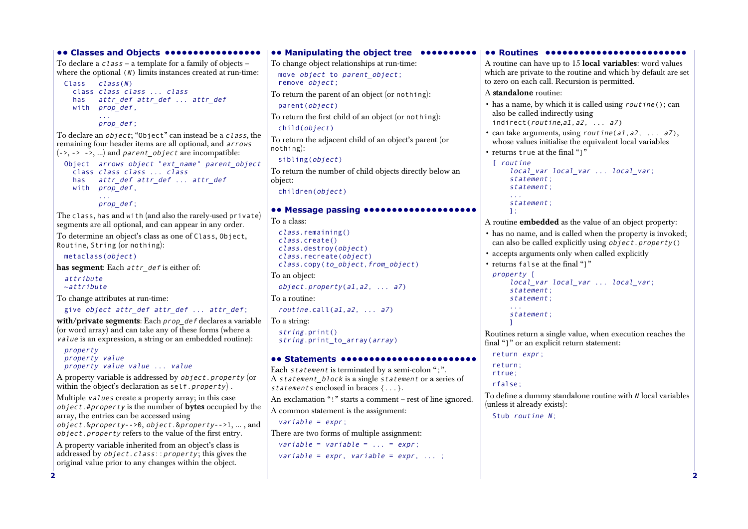## Classes and Objects

To declare a *class* – a template for a family of objects – where the optional (*N*) limits instances created at run-time:

```
Class   class(N)
  class class class ... class
  has   attr_def attr_def ... attr_def
  with  prop_def,
        ...
        prop_def;
```

To declare an *object*; "Object" can instead be a *class*, the remaining four header items are all optional, and *arrows* (->, -> ->, ...) and *parent_object* are incompatible:

```
Object  arrows object "ext_name" parent_object
  class class class ... class
  has   attr_def attr_def ... attr_def
  with  prop_def,
        ...
        prop_def;
```

The class, has and with (and also the rarely-used private) segments are all optional, and can appear in any order.

To determine an object's class as one of Class, Object, Routine, String (or nothing):

```
metaclass(object)
```

**has segment**: Each *attr_def* is either of:

```
attribute
~attribute
```

To change attributes at run-time:

```
give object attr_def attr_def ... attr_def;
```

**with/private segments**: Each *prop_def* declares a variable (or word array) and can take any of these forms (where a *value* is an expression, a string or an embedded routine):

```
property
property value
property value value ... value
```

A property variable is addressed by *object.property* (or within the object's declaration as self.*property*).

Multiple *values* create a property array; in this case *object*.#*property* is the number of **bytes** occupied by the array, the entries can be accessed using *object*.&*property*-->0, *object*.&*property*-->1, ... , and *object.property* refers to the value of the first entry.

A property variable inherited from an object's class is addressed by *object.class*::*property*; this gives the original value prior to any changes within the object.

## Manipulating the object tree

To change object relationships at run-time:

```
move object to parent_object;
remove object;
```

To return the parent of an object (or nothing):

```
parent(object)
```

To return the first child of an object (or nothing):

```
child(object)
```

To return the adjacent child of an object's parent (or nothing):

```
sibling(object)
```

To return the number of child objects directly below an object:

```
children(object)
```

## Message passing

To a class:

```
class.remaining()
class.create()
class.destroy(object)
class.recreate(object)
class.copy(to_object, from_object)
```

To an object:

```
object.property(a1, a2, ... a7)
```

To a routine:

```
routine.call(a1, a2, ... a7)
```

To a string:

```
string.print()
string.print_to_array(array)
```

## Statements

Each *statement* is terminated by a semi-colon ";".
A *statement_block* is a single *statement* or a series of *statements* enclosed in braces {...}.

An exclamation "!" starts a comment – rest of line ignored.

A common statement is the assignment:

```
variable = expr;
```

There are two forms of multiple assignment:

```
variable = variable = ... = expr;
variable = expr, variable = expr, ... ;
```

## Routines

A routine can have up to 15 **local variables**: word values which are private to the routine and which by default are set to zero on each call. Recursion is permitted.

A **standalone** routine:

- has a name, by which it is called using *routine*(); can also be called indirectly using indirect(*routine*, *a1*, *a2*, ... *a7*)
- can take arguments, using *routine*(*a1*, *a2*, ... *a7*), whose values initialise the equivalent local variables
- returns true at the final "]"

```
[ routine
    local_var local_var ... local_var;
    statement;
    statement;
    ...
    statement;
    ];
```

A routine **embedded** as the value of an object property:

- has no name, and is called when the property is invoked; can also be called explicitly using *object.property*()
- accepts arguments only when called explicitly
- returns false at the final "]"

```
property [
    local_var local_var ... local_var;
    statement;
    statement;
    ...
    statement;
    ]
```

Routines return a single value, when execution reaches the final "]" or an explicit return statement:

```
return expr;
return;
rtrue;
rfalse;
```

To define a dummy standalone routine with *N* local variables (unless it already exists):

```
Stub routine N;
```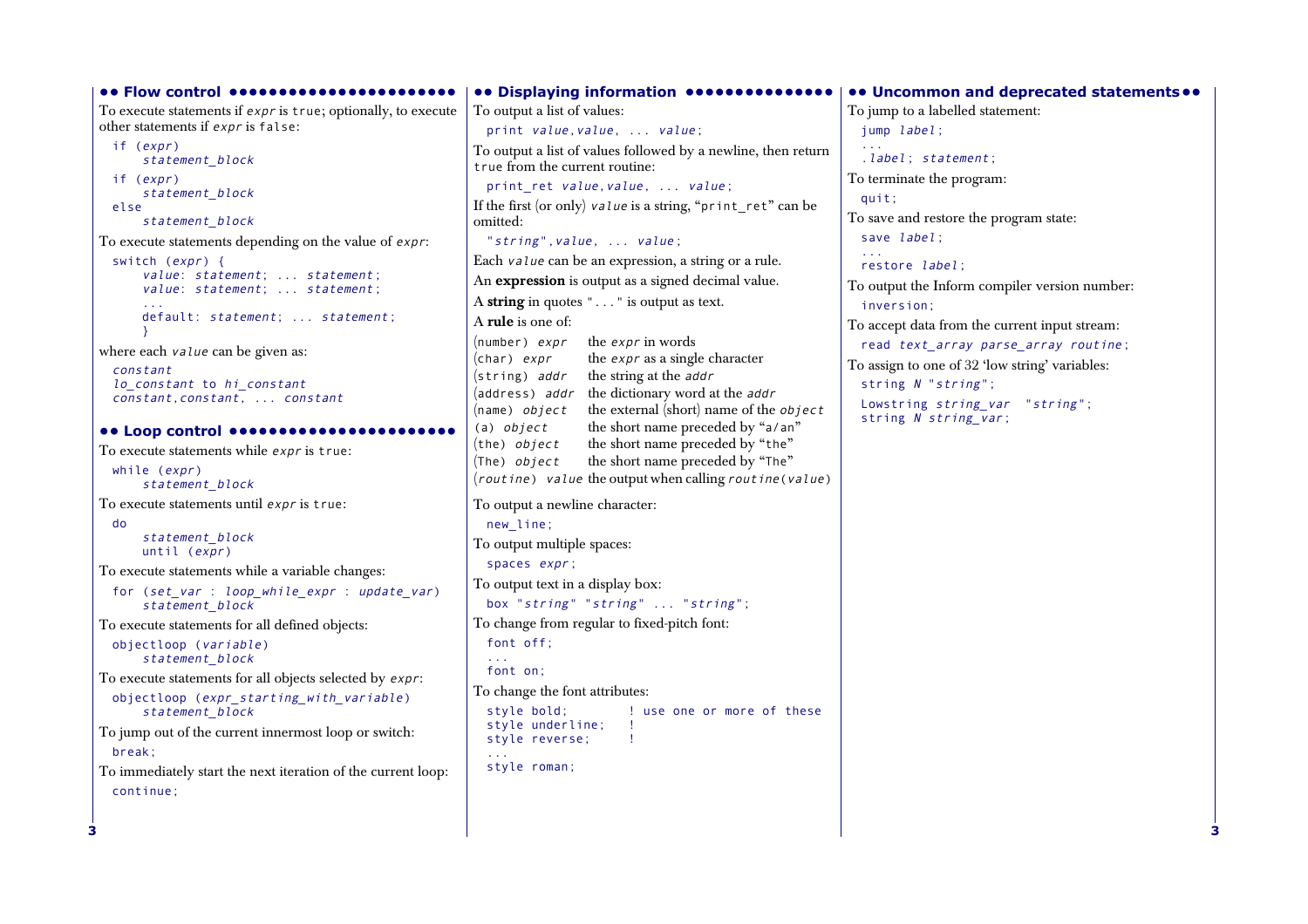## Flow control

To execute statements if *expr* is `true`; optionally, to execute other statements if *expr* is `false`:

```
if (expr)
    statement_block
```

```
if (expr)
    statement_block
else
    statement_block
```

To execute statements depending on the value of *expr*:

```
switch (expr) {
    value: statement; ... statement;
    value: statement; ... statement;
    ...
    default: statement; ... statement;
    }
```

where each *value* can be given as:

```
constant
lo_constant to hi_constant
constant,constant, ... constant
```

## Loop control

To execute statements while *expr* is `true`:

```
while (expr)
    statement_block
```

To execute statements until *expr* is `true`:

```
do
    statement_block
    until (expr)
```

To execute statements while a variable changes:

```
for (set_var : loop_while_expr : update_var)
    statement_block
```

To execute statements for all defined objects:

```
objectloop (variable)
    statement_block
```

To execute statements for all objects selected by *expr*:

```
objectloop (expr_starting_with_variable)
    statement_block
```

To jump out of the current innermost loop or switch:

```
break;
```

To immediately start the next iteration of the current loop:

```
continue;
```

## Displaying information

To output a list of values:

```
print value,value, ... value;
```

To output a list of values followed by a newline, then return `true` from the current routine:

```
print_ret value,value, ... value;
```

If the first (or only) *value* is a string, "`print_ret`" can be omitted:

```
"string",value, ... value;
```

Each *value* can be an expression, a string or a rule.

An **expression** is output as a signed decimal value.

A **string** in quotes `"..."` is output as text.

A **rule** is one of:

| | |
|---|---|
| `(number)` *expr* | the *expr* in words |
| `(char)` *expr* | the *expr* as a single character |
| `(string)` *addr* | the string at the *addr* |
| `(address)` *addr* | the dictionary word at the *addr* |
| `(name)` *object* | the external (short) name of the *object* |
| `(a)` *object* | the short name preceded by "`a/an`" |
| `(the)` *object* | the short name preceded by "`the`" |
| `(The)` *object* | the short name preceded by "`The`" |
| `(`*routine*`)` *value* | the output when calling *routine*`(`*value*`)` |

To output a newline character:

```
new_line;
```

To output multiple spaces:

```
spaces expr;
```

To output text in a display box:

```
box "string" "string" ... "string";
```

To change from regular to fixed-pitch font:

```
font off;
...
font on;
```

To change the font attributes:

```
style bold;        ! use one or more of these
style underline;   !
style reverse;     !
...
style roman;
```

## Uncommon and deprecated statements

To jump to a labelled statement:

```
jump label;
...
.label; statement;
```

To terminate the program:

```
quit;
```

To save and restore the program state:

```
save label;
...
restore label;
```

To output the Inform compiler version number:

```
inversion;
```

To accept data from the current input stream:

```
read text_array parse_array routine;
```

To assign to one of 32 'low string' variables:

```
string N "string";
```

```
Lowstring string_var  "string";
string N string_var;
```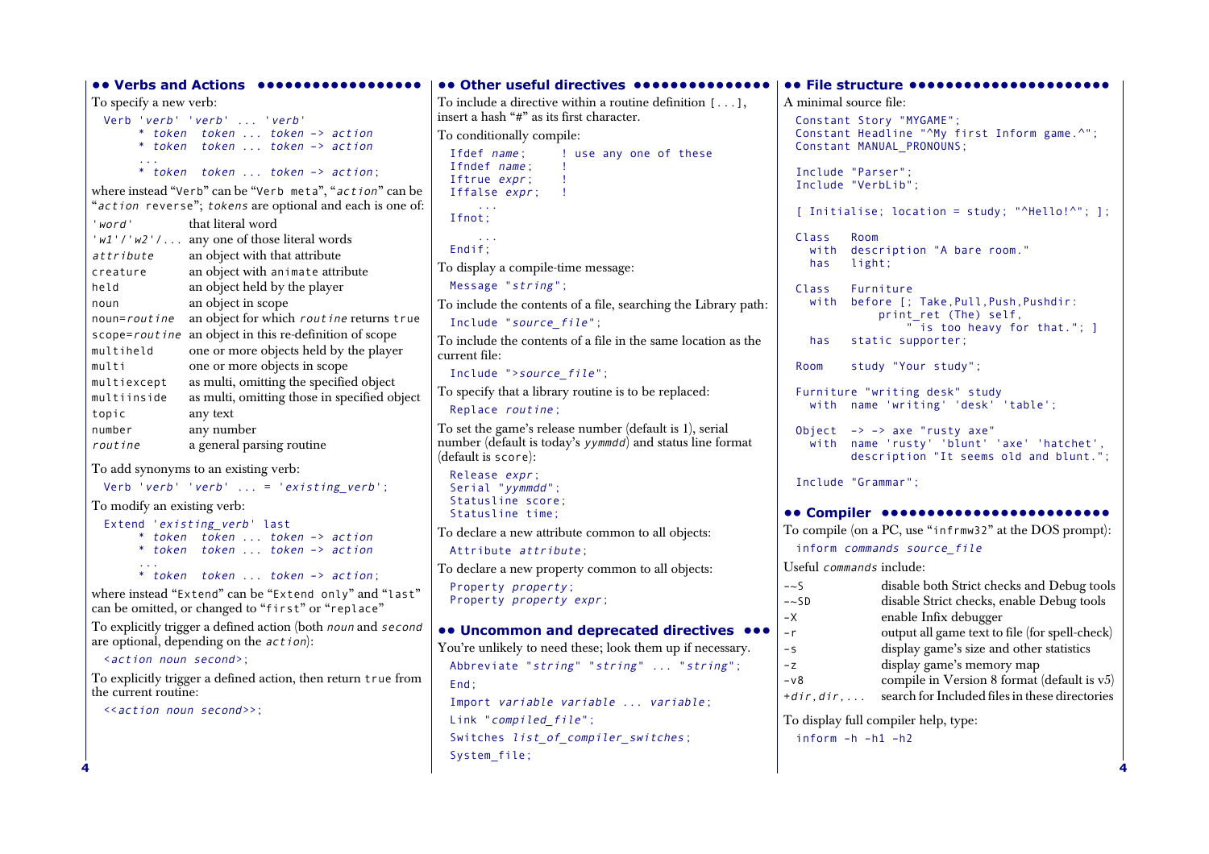## Verbs and Actions

To specify a new verb:

```
Verb 'verb' 'verb' ... 'verb'
     * token  token ... token -> action
     * token  token ... token -> action
     ...
     * token  token ... token -> action;
```

where instead "Verb" can be "Verb meta", "*action*" can be "*action* reverse"; *tokens* are optional and each is one of:

| | |
|---|---|
| '*word*' | that literal word |
| '*w1*'/'*w2*'/... | any one of those literal words |
| *attribute* | an object with that attribute |
| creature | an object with animate attribute |
| held | an object held by the player |
| noun | an object in scope |
| noun=*routine* | an object for which *routine* returns true |
| scope=*routine* | an object in this re-definition of scope |
| multiheld | one or more objects held by the player |
| multi | one or more objects in scope |
| multiexcept | as multi, omitting the specified object |
| multiinside | as multi, omitting those in specified object |
| topic | any text |
| number | any number |
| *routine* | a general parsing routine |

To add synonyms to an existing verb:

```
Verb 'verb' 'verb' ... = 'existing_verb';
```

To modify an existing verb:

```
Extend 'existing_verb' last
     * token  token ... token -> action
     * token  token ... token -> action
     ...
     * token  token ... token -> action;
```

where instead "Extend" can be "Extend only" and "last" can be omitted, or changed to "first" or "replace"

To explicitly trigger a defined action (both *noun* and *second* are optional, depending on the *action*):

```
<action noun second>;
```

To explicitly trigger a defined action, then return true from the current routine:

```
<<action noun second>>;
```

## Other useful directives

To include a directive within a routine definition [...], insert a hash "#" as its first character.

To conditionally compile:

```
Ifdef name;      ! use any one of these
Ifndef name;     !
Iftrue expr;     !
Iffalse expr;    !
   ...
Ifnot;
   ...
Endif;
```

To display a compile-time message:

```
Message "string";
```

To include the contents of a file, searching the Library path:

```
Include "source_file";
```

To include the contents of a file in the same location as the current file:

```
Include ">source_file";
```

To specify that a library routine is to be replaced:

```
Replace routine;
```

To set the game's release number (default is 1), serial number (default is today's *yymmdd*) and status line format (default is score):

```
Release expr;
Serial "yymmdd";
Statusline score;
Statusline time;
```

To declare a new attribute common to all objects:

```
Attribute attribute;
```

To declare a new property common to all objects:

```
Property property;
Property property expr;
```

## Uncommon and deprecated directives

You're unlikely to need these; look them up if necessary.

```
Abbreviate "string" "string" ... "string";
End;
Import variable variable ... variable;
Link "compiled_file";
Switches list_of_compiler_switches;
System_file;
```

## File structure

A minimal source file:

```
Constant Story "MYGAME";
Constant Headline "^My first Inform game.^";
Constant MANUAL_PRONOUNS;

Include "Parser";
Include "VerbLib";

[ Initialise; location = study; "^Hello!^"; ];

Class   Room
  with  description "A bare room."
  has   light;

Class   Furniture
  with  before [; Take,Pull,Push,Pushdir:
            print_ret (The) self,
                " is too heavy for that."; ]
  has   static supporter;

Room    study "Your study";

Furniture "writing desk" study
  with  name 'writing' 'desk' 'table';

Object  -> -> axe "rusty axe"
  with  name 'rusty' 'blunt' 'axe' 'hatchet',
        description "It seems old and blunt.";

Include "Grammar";
```

## Compiler

To compile (on a PC, use "infrmw32" at the DOS prompt):

```
inform commands source_file
```

Useful *commands* include:

| | |
|---|---|
| -~S | disable both Strict checks and Debug tools |
| -~SD | disable Strict checks, enable Debug tools |
| -X | enable Infix debugger |
| -r | output all game text to file (for spell-check) |
| -s | display game's size and other statistics |
| -z | display game's memory map |
| -v8 | compile in Version 8 format (default is v5) |
| +*dir*,*dir*,... | search for Included files in these directories |

To display full compiler help, type:

```
inform -h -h1 -h2
```